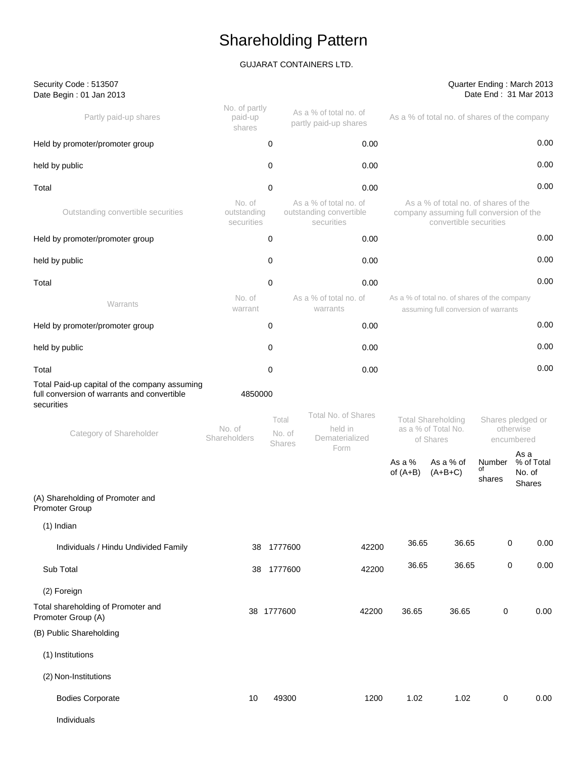# Shareholding Pattern

GUJARAT CONTAINERS LTD.

Security Code : 513507
Date Begin : 01 Jan 2013

Quarter Ending : March 2013
Date End : 31 Mar 2013

| Partly paid-up shares | No. of partly paid-up shares | As a % of total no. of partly paid-up shares | As a % of total no. of shares of the company |
|---|---|---|---|
| Held by promoter/promoter group | 0 | 0.00 | 0.00 |
| held by public | 0 | 0.00 | 0.00 |
| Total | 0 | 0.00 | 0.00 |

| Outstanding convertible securities | No. of outstanding securities | As a % of total no. of outstanding convertible securities | As a % of total no. of shares of the company assuming full conversion of the convertible securities |
|---|---|---|---|
| Held by promoter/promoter group | 0 | 0.00 | 0.00 |
| held by public | 0 | 0.00 | 0.00 |
| Total | 0 | 0.00 | 0.00 |

| Warrants | No. of warrant | As a % of total no. of warrants | As a % of total no. of shares of the company assuming full conversion of warrants |
|---|---|---|---|
| Held by promoter/promoter group | 0 | 0.00 | 0.00 |
| held by public | 0 | 0.00 | 0.00 |
| Total | 0 | 0.00 | 0.00 |

Total Paid-up capital of the company assuming full conversion of warrants and convertible securities: 4850000

| Category of Shareholder | No. of Shareholders | Total No. of Shares | Total No. of Shares held in Dematerialized Form | Total Shareholding as a % of Total No. of Shares | | Shares pledged or otherwise encumbered | |
|---|---|---|---|---|---|---|---|
| | | | | As a % of (A+B) | As a % of (A+B+C) | Number of shares | As a % of Total No. of Shares |
| (A) Shareholding of Promoter and Promoter Group | | | | | | | |
| (1) Indian | | | | | | | |
| Individuals / Hindu Undivided Family | 38 | 1777600 | 42200 | 36.65 | 36.65 | 0 | 0.00 |
| Sub Total | 38 | 1777600 | 42200 | 36.65 | 36.65 | 0 | 0.00 |
| (2) Foreign | | | | | | | |
| Total shareholding of Promoter and Promoter Group (A) | 38 | 1777600 | 42200 | 36.65 | 36.65 | 0 | 0.00 |
| (B) Public Shareholding | | | | | | | |
| (1) Institutions | | | | | | | |
| (2) Non-Institutions | | | | | | | |
| Bodies Corporate | 10 | 49300 | 1200 | 1.02 | 1.02 | 0 | 0.00 |
| Individuals | | | | | | | |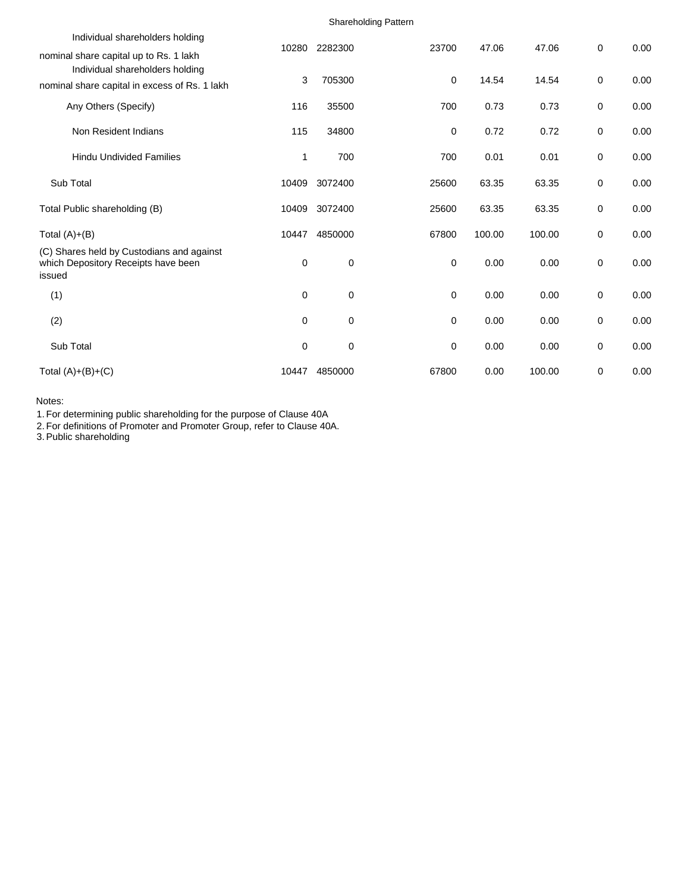Shareholding Pattern

| | | | | | | | |
|---|---|---|---|---|---|---|---|
| Individual shareholders holding nominal share capital up to Rs. 1 lakh | 10280 | 2282300 | 23700 | 47.06 | 47.06 | 0 | 0.00 |
| Individual shareholders holding nominal share capital in excess of Rs. 1 lakh | 3 | 705300 | 0 | 14.54 | 14.54 | 0 | 0.00 |
| Any Others (Specify) | 116 | 35500 | 700 | 0.73 | 0.73 | 0 | 0.00 |
| Non Resident Indians | 115 | 34800 | 0 | 0.72 | 0.72 | 0 | 0.00 |
| Hindu Undivided Families | 1 | 700 | 700 | 0.01 | 0.01 | 0 | 0.00 |
| Sub Total | 10409 | 3072400 | 25600 | 63.35 | 63.35 | 0 | 0.00 |
| Total Public shareholding (B) | 10409 | 3072400 | 25600 | 63.35 | 63.35 | 0 | 0.00 |
| Total (A)+(B) | 10447 | 4850000 | 67800 | 100.00 | 100.00 | 0 | 0.00 |
| (C) Shares held by Custodians and against which Depository Receipts have been issued | 0 | 0 | 0 | 0.00 | 0.00 | 0 | 0.00 |
| (1) | 0 | 0 | 0 | 0.00 | 0.00 | 0 | 0.00 |
| (2) | 0 | 0 | 0 | 0.00 | 0.00 | 0 | 0.00 |
| Sub Total | 0 | 0 | 0 | 0.00 | 0.00 | 0 | 0.00 |
| Total (A)+(B)+(C) | 10447 | 4850000 | 67800 | 0.00 | 100.00 | 0 | 0.00 |

Notes:

1. For determining public shareholding for the purpose of Clause 40A
2. For definitions of Promoter and Promoter Group, refer to Clause 40A.
3. Public shareholding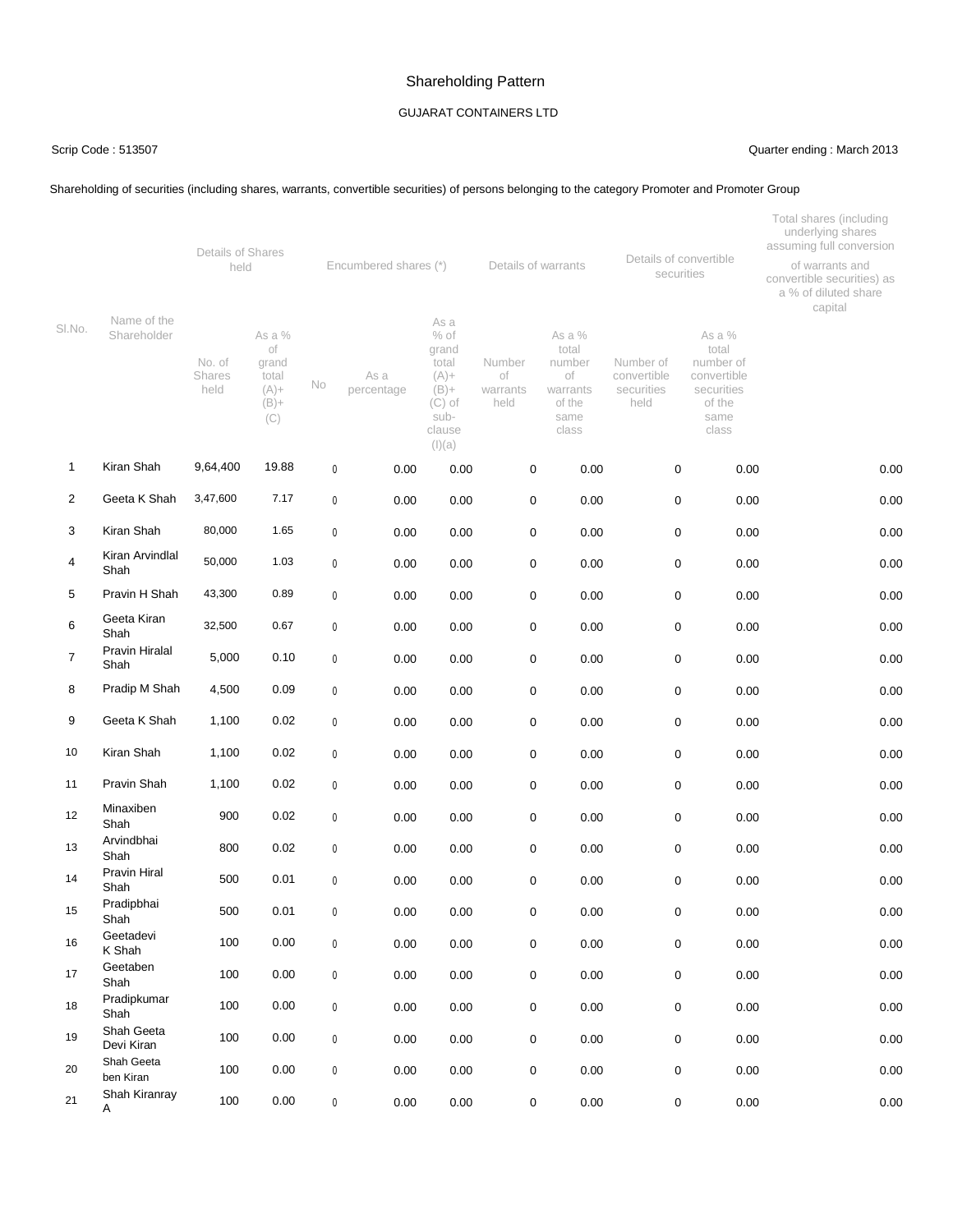# Shareholding Pattern

GUJARAT CONTAINERS LTD

Scrip Code : 513507

Quarter ending : March 2013

Shareholding of securities (including shares, warrants, convertible securities) of persons belonging to the category Promoter and Promoter Group

| Sl.No. | Name of the Shareholder | Details of Shares held | | Encumbered shares (*) | | | Details of warrants | | Details of convertible securities | | Total shares (including underlying shares assuming full conversion of warrants and convertible securities) as a % of diluted share capital |
|---|---|---|---|---|---|---|---|---|---|---|---|
| | | No. of Shares held | As a % of grand total (A)+(B)+(C) | No | As a percentage | As a % of grand total (A)+(B)+(C) of sub-clause (I)(a) | Number of warrants held | As a % total number of warrants of the same class | Number of convertible securities held | As a % total number of convertible securities of the same class | |
| 1 | Kiran Shah | 9,64,400 | 19.88 | 0 | 0.00 | 0.00 | 0 | 0.00 | 0 | 0.00 | 0.00 |
| 2 | Geeta K Shah | 3,47,600 | 7.17 | 0 | 0.00 | 0.00 | 0 | 0.00 | 0 | 0.00 | 0.00 |
| 3 | Kiran Shah | 80,000 | 1.65 | 0 | 0.00 | 0.00 | 0 | 0.00 | 0 | 0.00 | 0.00 |
| 4 | Kiran Arvindlal Shah | 50,000 | 1.03 | 0 | 0.00 | 0.00 | 0 | 0.00 | 0 | 0.00 | 0.00 |
| 5 | Pravin H Shah | 43,300 | 0.89 | 0 | 0.00 | 0.00 | 0 | 0.00 | 0 | 0.00 | 0.00 |
| 6 | Geeta Kiran Shah | 32,500 | 0.67 | 0 | 0.00 | 0.00 | 0 | 0.00 | 0 | 0.00 | 0.00 |
| 7 | Pravin Hiralal Shah | 5,000 | 0.10 | 0 | 0.00 | 0.00 | 0 | 0.00 | 0 | 0.00 | 0.00 |
| 8 | Pradip M Shah | 4,500 | 0.09 | 0 | 0.00 | 0.00 | 0 | 0.00 | 0 | 0.00 | 0.00 |
| 9 | Geeta K Shah | 1,100 | 0.02 | 0 | 0.00 | 0.00 | 0 | 0.00 | 0 | 0.00 | 0.00 |
| 10 | Kiran Shah | 1,100 | 0.02 | 0 | 0.00 | 0.00 | 0 | 0.00 | 0 | 0.00 | 0.00 |
| 11 | Pravin Shah | 1,100 | 0.02 | 0 | 0.00 | 0.00 | 0 | 0.00 | 0 | 0.00 | 0.00 |
| 12 | Minaxiben Shah | 900 | 0.02 | 0 | 0.00 | 0.00 | 0 | 0.00 | 0 | 0.00 | 0.00 |
| 13 | Arvindbhai Shah | 800 | 0.02 | 0 | 0.00 | 0.00 | 0 | 0.00 | 0 | 0.00 | 0.00 |
| 14 | Pravin Hiral Shah | 500 | 0.01 | 0 | 0.00 | 0.00 | 0 | 0.00 | 0 | 0.00 | 0.00 |
| 15 | Pradipbhai Shah | 500 | 0.01 | 0 | 0.00 | 0.00 | 0 | 0.00 | 0 | 0.00 | 0.00 |
| 16 | Geetadevi K Shah | 100 | 0.00 | 0 | 0.00 | 0.00 | 0 | 0.00 | 0 | 0.00 | 0.00 |
| 17 | Geetaben Shah | 100 | 0.00 | 0 | 0.00 | 0.00 | 0 | 0.00 | 0 | 0.00 | 0.00 |
| 18 | Pradipkumar Shah | 100 | 0.00 | 0 | 0.00 | 0.00 | 0 | 0.00 | 0 | 0.00 | 0.00 |
| 19 | Shah Geeta Devi Kiran | 100 | 0.00 | 0 | 0.00 | 0.00 | 0 | 0.00 | 0 | 0.00 | 0.00 |
| 20 | Shah Geeta ben Kiran | 100 | 0.00 | 0 | 0.00 | 0.00 | 0 | 0.00 | 0 | 0.00 | 0.00 |
| 21 | Shah Kiranray A | 100 | 0.00 | 0 | 0.00 | 0.00 | 0 | 0.00 | 0 | 0.00 | 0.00 |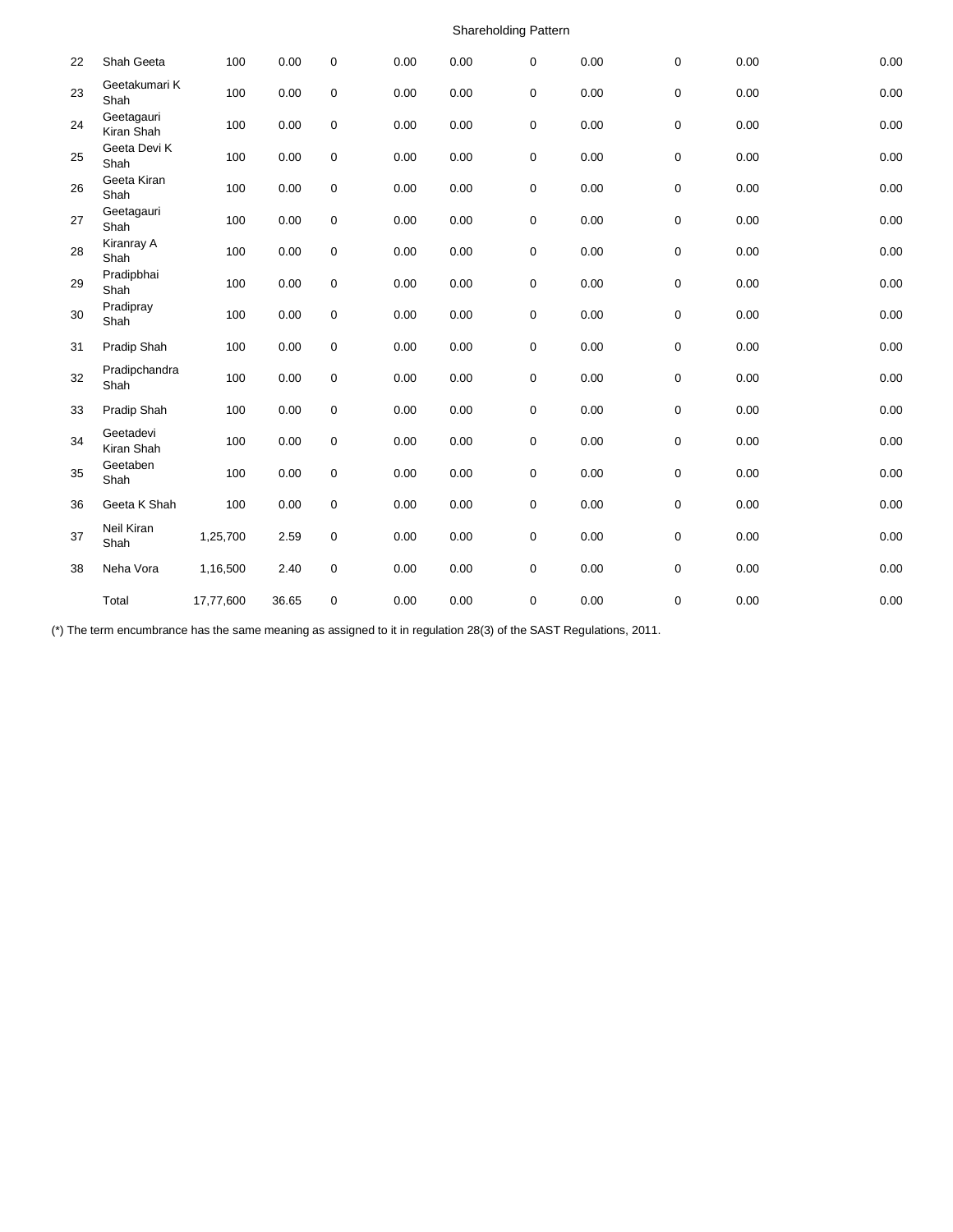| | | | | | | | | | | | |
|---|---|---|---|---|---|---|---|---|---|---|---|
| 22 | Shah Geeta | 100 | 0.00 | 0 | 0.00 | 0.00 | 0 | 0.00 | 0 | 0.00 | 0.00 |
| 23 | Geetakumari K Shah | 100 | 0.00 | 0 | 0.00 | 0.00 | 0 | 0.00 | 0 | 0.00 | 0.00 |
| 24 | Geetagauri Kiran Shah | 100 | 0.00 | 0 | 0.00 | 0.00 | 0 | 0.00 | 0 | 0.00 | 0.00 |
| 25 | Geeta Devi K Shah | 100 | 0.00 | 0 | 0.00 | 0.00 | 0 | 0.00 | 0 | 0.00 | 0.00 |
| 26 | Geeta Kiran Shah | 100 | 0.00 | 0 | 0.00 | 0.00 | 0 | 0.00 | 0 | 0.00 | 0.00 |
| 27 | Geetagauri Shah | 100 | 0.00 | 0 | 0.00 | 0.00 | 0 | 0.00 | 0 | 0.00 | 0.00 |
| 28 | Kiranray A Shah | 100 | 0.00 | 0 | 0.00 | 0.00 | 0 | 0.00 | 0 | 0.00 | 0.00 |
| 29 | Pradipbhai Shah | 100 | 0.00 | 0 | 0.00 | 0.00 | 0 | 0.00 | 0 | 0.00 | 0.00 |
| 30 | Pradipray Shah | 100 | 0.00 | 0 | 0.00 | 0.00 | 0 | 0.00 | 0 | 0.00 | 0.00 |
| 31 | Pradip Shah | 100 | 0.00 | 0 | 0.00 | 0.00 | 0 | 0.00 | 0 | 0.00 | 0.00 |
| 32 | Pradipchandra Shah | 100 | 0.00 | 0 | 0.00 | 0.00 | 0 | 0.00 | 0 | 0.00 | 0.00 |
| 33 | Pradip Shah | 100 | 0.00 | 0 | 0.00 | 0.00 | 0 | 0.00 | 0 | 0.00 | 0.00 |
| 34 | Geetadevi Kiran Shah | 100 | 0.00 | 0 | 0.00 | 0.00 | 0 | 0.00 | 0 | 0.00 | 0.00 |
| 35 | Geetaben Shah | 100 | 0.00 | 0 | 0.00 | 0.00 | 0 | 0.00 | 0 | 0.00 | 0.00 |
| 36 | Geeta K Shah | 100 | 0.00 | 0 | 0.00 | 0.00 | 0 | 0.00 | 0 | 0.00 | 0.00 |
| 37 | Neil Kiran Shah | 1,25,700 | 2.59 | 0 | 0.00 | 0.00 | 0 | 0.00 | 0 | 0.00 | 0.00 |
| 38 | Neha Vora | 1,16,500 | 2.40 | 0 | 0.00 | 0.00 | 0 | 0.00 | 0 | 0.00 | 0.00 |
| | Total | 17,77,600 | 36.65 | 0 | 0.00 | 0.00 | 0 | 0.00 | 0 | 0.00 | 0.00 |

(*) The term encumbrance has the same meaning as assigned to it in regulation 28(3) of the SAST Regulations, 2011.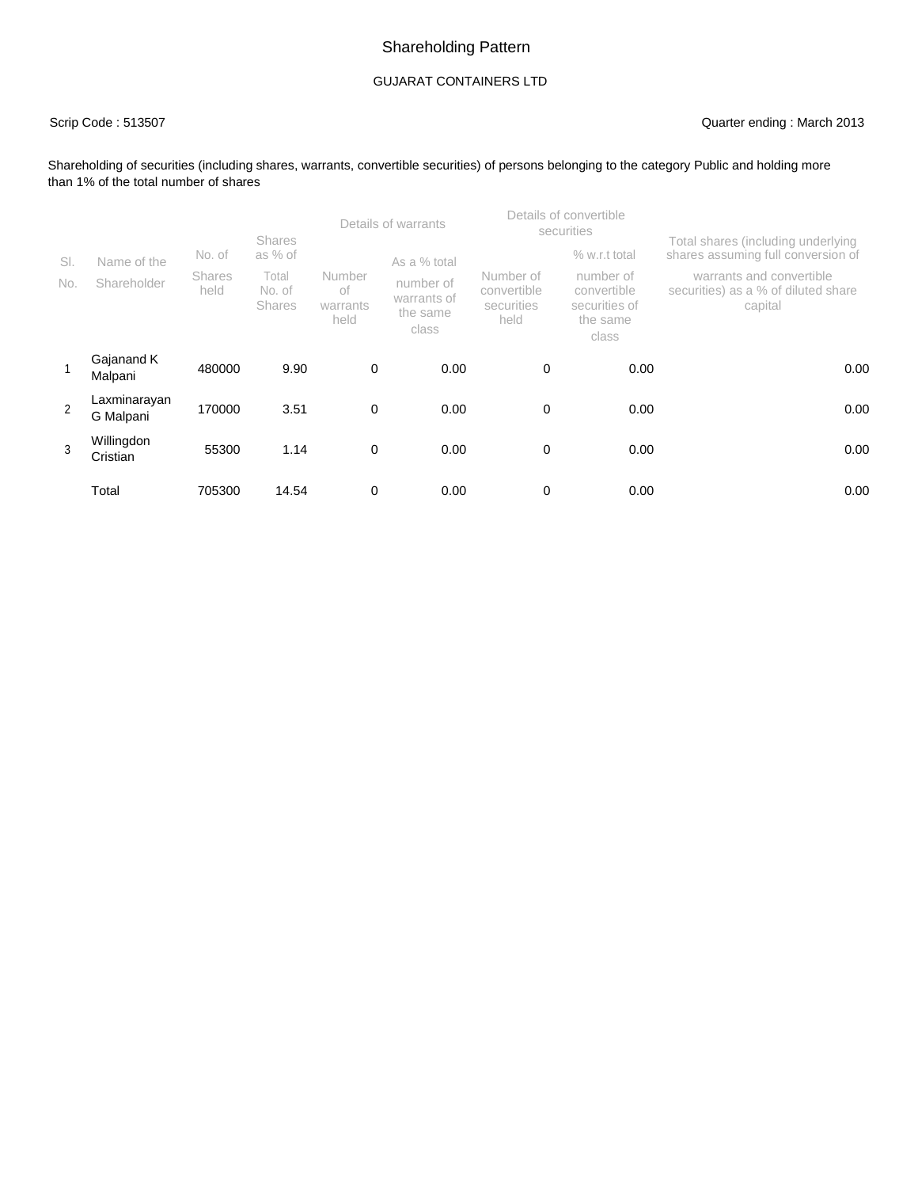# Shareholding Pattern

GUJARAT CONTAINERS LTD

Scrip Code : 513507

Quarter ending : March 2013

Shareholding of securities (including shares, warrants, convertible securities) of persons belonging to the category Public and holding more than 1% of the total number of shares

| Sl. No. | Name of the Shareholder | No. of Shares held | Shares as % of Total No. of Shares | Details of warrants | | Details of convertible securities | | Total shares (including underlying shares assuming full conversion of warrants and convertible securities) as a % of diluted share capital |
|---|---|---|---|---|---|---|---|---|
| | | | | Number of warrants held | As a % total number of warrants of the same class | Number of convertible securities held | % w.r.t total number of convertible securities of the same class | |
| 1 | Gajanand K Malpani | 480000 | 9.90 | 0 | 0.00 | 0 | 0.00 | 0.00 |
| 2 | Laxminarayan G Malpani | 170000 | 3.51 | 0 | 0.00 | 0 | 0.00 | 0.00 |
| 3 | Willingdon Cristian | 55300 | 1.14 | 0 | 0.00 | 0 | 0.00 | 0.00 |
| | Total | 705300 | 14.54 | 0 | 0.00 | 0 | 0.00 | 0.00 |